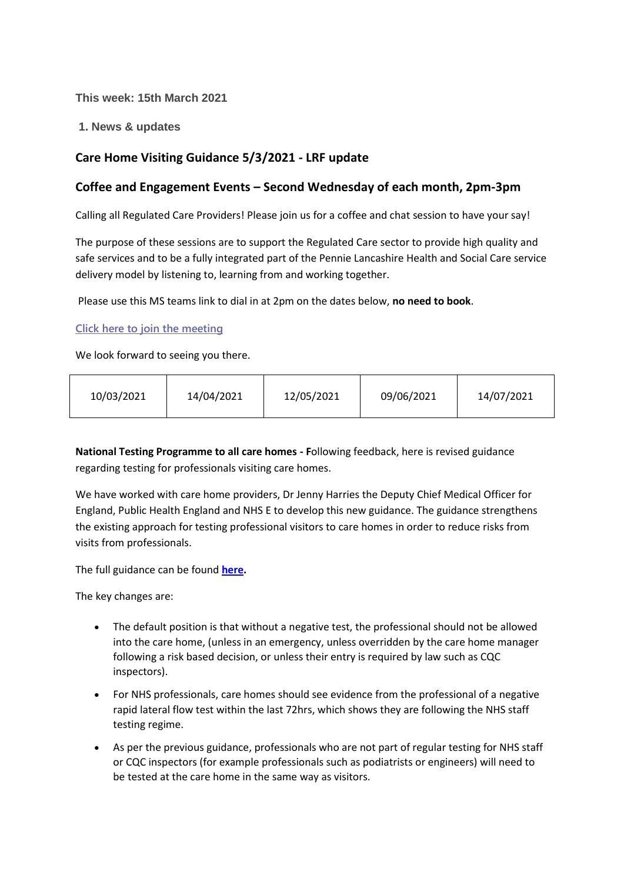**This week: 15th March 2021**

**1. News & updates**

## Care Home Visiting Guidance 5/3/2021 - LRF update

## Coffee and Engagement Events – Second Wednesday of each month, 2pm-3pm

Calling all Regulated Care Providers! Please join us for a coffee and chat session to have your say!

The purpose of these sessions are to support the Regulated Care sector to provide high quality and safe services and to be a fully integrated part of the Pennie Lancashire Health and Social Care service delivery model by listening to, learning from and working together.

Please use this MS teams link to dial in at 2pm on the dates below, **no need to book**.

Click here to join the meeting

We look forward to seeing you there.

| 10/03/2021 | 14/04/2021 | 12/05/2021 | 09/06/2021 | 14/07/2021 |
|---|---|---|---|---|

**National Testing Programme to all care homes - F**ollowing feedback, here is revised guidance regarding testing for professionals visiting care homes.

We have worked with care home providers, Dr Jenny Harries the Deputy Chief Medical Officer for England, Public Health England and NHS E to develop this new guidance. The guidance strengthens the existing approach for testing professional visitors to care homes in order to reduce risks from visits from professionals.

The full guidance can be found **here.**

The key changes are:

- The default position is that without a negative test, the professional should not be allowed into the care home, (unless in an emergency, unless overridden by the care home manager following a risk based decision, or unless their entry is required by law such as CQC inspectors).
- For NHS professionals, care homes should see evidence from the professional of a negative rapid lateral flow test within the last 72hrs, which shows they are following the NHS staff testing regime.
- As per the previous guidance, professionals who are not part of regular testing for NHS staff or CQC inspectors (for example professionals such as podiatrists or engineers) will need to be tested at the care home in the same way as visitors.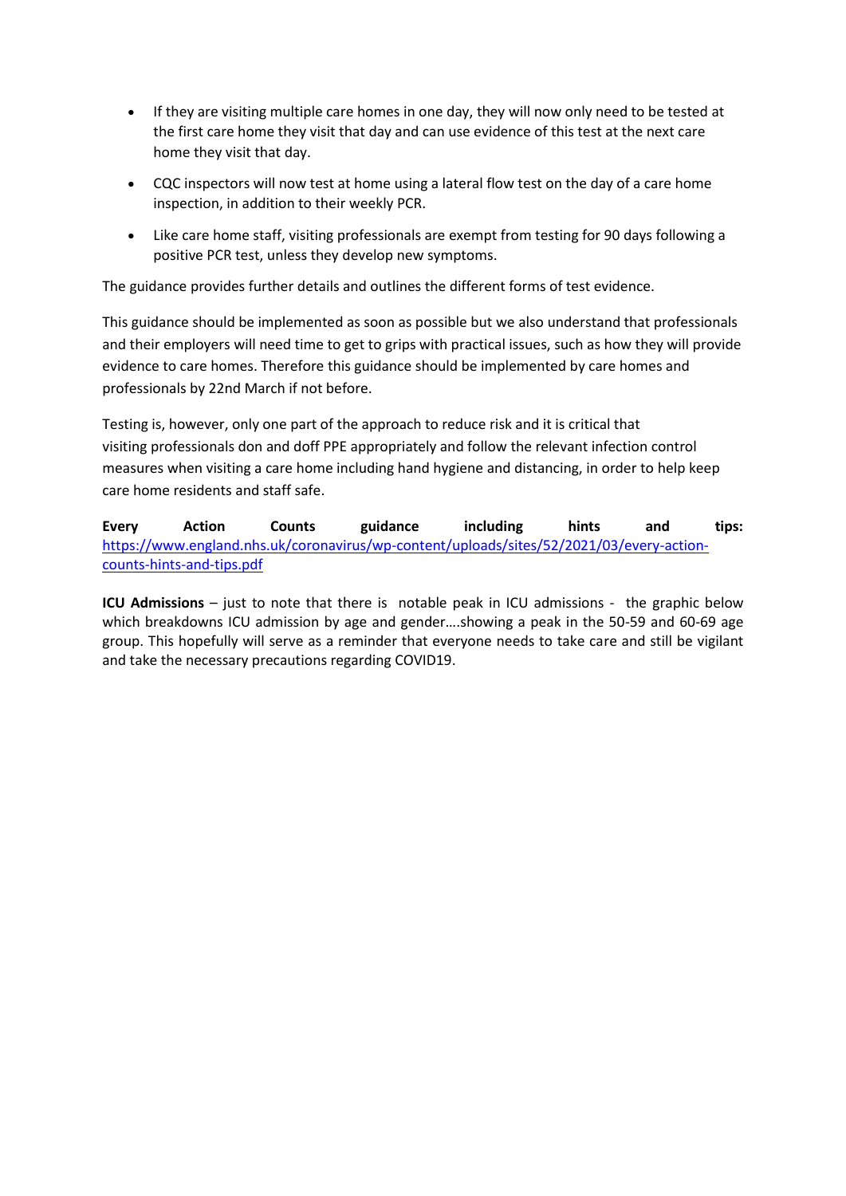- If they are visiting multiple care homes in one day, they will now only need to be tested at the first care home they visit that day and can use evidence of this test at the next care home they visit that day.
- CQC inspectors will now test at home using a lateral flow test on the day of a care home inspection, in addition to their weekly PCR.
- Like care home staff, visiting professionals are exempt from testing for 90 days following a positive PCR test, unless they develop new symptoms.

The guidance provides further details and outlines the different forms of test evidence.

This guidance should be implemented as soon as possible but we also understand that professionals and their employers will need time to get to grips with practical issues, such as how they will provide evidence to care homes. Therefore this guidance should be implemented by care homes and professionals by 22nd March if not before.

Testing is, however, only one part of the approach to reduce risk and it is critical that visiting professionals don and doff PPE appropriately and follow the relevant infection control measures when visiting a care home including hand hygiene and distancing, in order to help keep care home residents and staff safe.

**Every Action Counts guidance including hints and tips:** [https://www.england.nhs.uk/coronavirus/wp-content/uploads/sites/52/2021/03/every-action-counts-hints-and-tips.pdf](https://www.england.nhs.uk/coronavirus/wp-content/uploads/sites/52/2021/03/every-action-counts-hints-and-tips.pdf)

**ICU Admissions** – just to note that there is notable peak in ICU admissions - the graphic below which breakdowns ICU admission by age and gender….showing a peak in the 50-59 and 60-69 age group. This hopefully will serve as a reminder that everyone needs to take care and still be vigilant and take the necessary precautions regarding COVID19.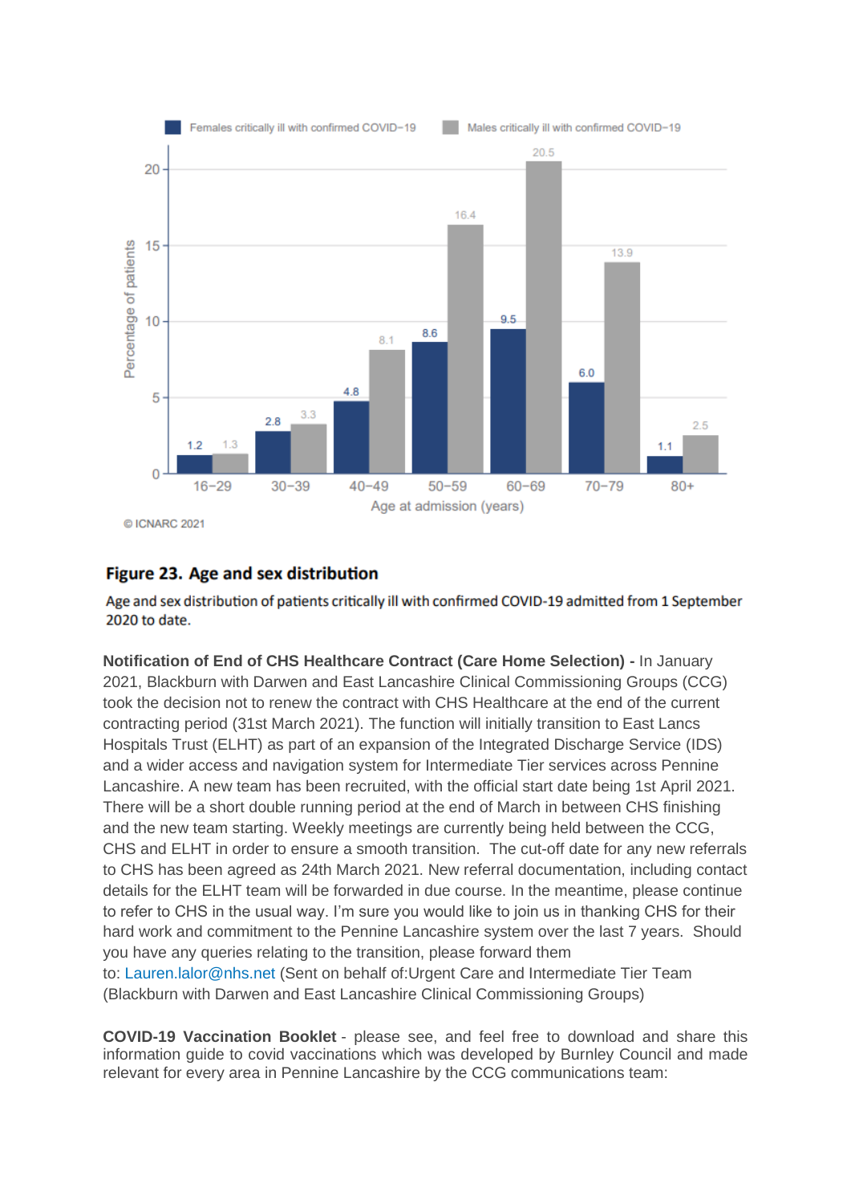**Figure 23. Age and sex distribution**

Age and sex distribution of patients critically ill with confirmed COVID-19 admitted from 1 September 2020 to date.

**Notification of End of CHS Healthcare Contract (Care Home Selection) -** In January 2021, Blackburn with Darwen and East Lancashire Clinical Commissioning Groups (CCG) took the decision not to renew the contract with CHS Healthcare at the end of the current contracting period (31st March 2021). The function will initially transition to East Lancs Hospitals Trust (ELHT) as part of an expansion of the Integrated Discharge Service (IDS) and a wider access and navigation system for Intermediate Tier services across Pennine Lancashire. A new team has been recruited, with the official start date being 1st April 2021. There will be a short double running period at the end of March in between CHS finishing and the new team starting. Weekly meetings are currently being held between the CCG, CHS and ELHT in order to ensure a smooth transition. The cut-off date for any new referrals to CHS has been agreed as 24th March 2021. New referral documentation, including contact details for the ELHT team will be forwarded in due course. In the meantime, please continue to refer to CHS in the usual way. I'm sure you would like to join us in thanking CHS for their hard work and commitment to the Pennine Lancashire system over the last 7 years. Should you have any queries relating to the transition, please forward them to: Lauren.lalor@nhs.net (Sent on behalf of:Urgent Care and Intermediate Tier Team (Blackburn with Darwen and East Lancashire Clinical Commissioning Groups)

**COVID-19 Vaccination Booklet** - please see, and feel free to download and share this information guide to covid vaccinations which was developed by Burnley Council and made relevant for every area in Pennine Lancashire by the CCG communications team: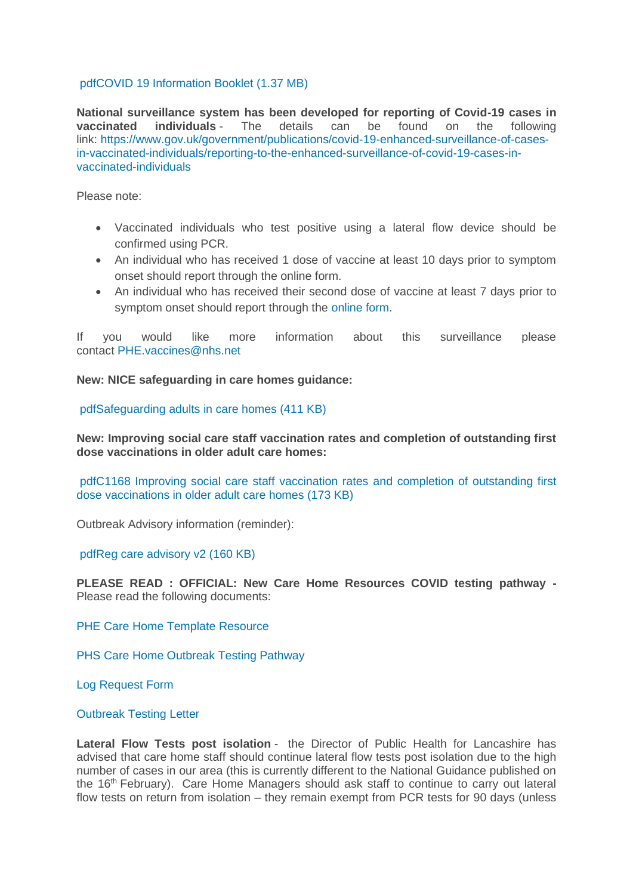pdfCOVID 19 Information Booklet (1.37 MB)

**National surveillance system has been developed for reporting of Covid-19 cases in vaccinated individuals** - The details can be found on the following link: https://www.gov.uk/government/publications/covid-19-enhanced-surveillance-of-cases-in-vaccinated-individuals/reporting-to-the-enhanced-surveillance-of-covid-19-cases-in-vaccinated-individuals

Please note:

- Vaccinated individuals who test positive using a lateral flow device should be confirmed using PCR.
- An individual who has received 1 dose of vaccine at least 10 days prior to symptom onset should report through the online form.
- An individual who has received their second dose of vaccine at least 7 days prior to symptom onset should report through the online form.

If you would like more information about this surveillance please contact PHE.vaccines@nhs.net

**New: NICE safeguarding in care homes guidance:**

pdfSafeguarding adults in care homes (411 KB)

**New: Improving social care staff vaccination rates and completion of outstanding first dose vaccinations in older adult care homes:**

pdfC1168 Improving social care staff vaccination rates and completion of outstanding first dose vaccinations in older adult care homes (173 KB)

Outbreak Advisory information (reminder):

pdfReg care advisory v2 (160 KB)

**PLEASE READ : OFFICIAL: New Care Home Resources COVID testing pathway -** Please read the following documents:

PHE Care Home Template Resource

PHS Care Home Outbreak Testing Pathway

Log Request Form

Outbreak Testing Letter

**Lateral Flow Tests post isolation** - the Director of Public Health for Lancashire has advised that care home staff should continue lateral flow tests post isolation due to the high number of cases in our area (this is currently different to the National Guidance published on the 16th February). Care Home Managers should ask staff to continue to carry out lateral flow tests on return from isolation – they remain exempt from PCR tests for 90 days (unless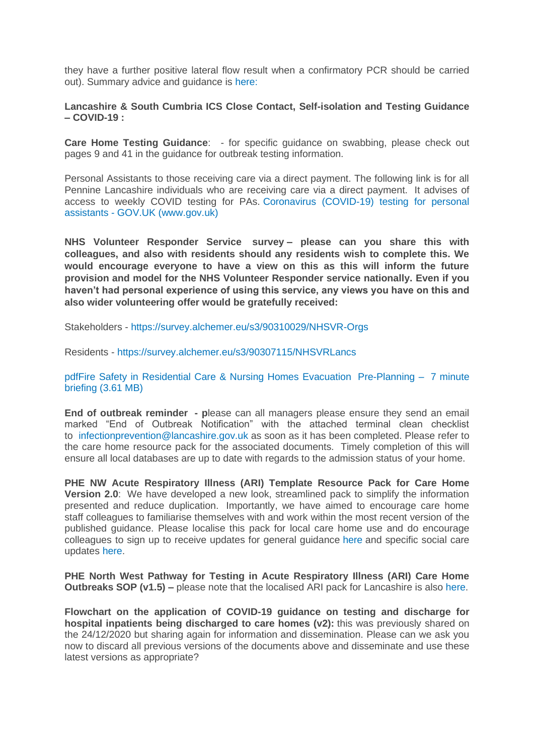they have a further positive lateral flow result when a confirmatory PCR should be carried out). Summary advice and guidance is here:

**Lancashire & South Cumbria ICS Close Contact, Self-isolation and Testing Guidance – COVID-19 :**

**Care Home Testing Guidance**: - for specific guidance on swabbing, please check out pages 9 and 41 in the guidance for outbreak testing information.

Personal Assistants to those receiving care via a direct payment. The following link is for all Pennine Lancashire individuals who are receiving care via a direct payment. It advises of access to weekly COVID testing for PAs. Coronavirus (COVID-19) testing for personal assistants - GOV.UK (www.gov.uk)

**NHS Volunteer Responder Service survey – please can you share this with colleagues, and also with residents should any residents wish to complete this. We would encourage everyone to have a view on this as this will inform the future provision and model for the NHS Volunteer Responder service nationally. Even if you haven't had personal experience of using this service, any views you have on this and also wider volunteering offer would be gratefully received:**

Stakeholders - https://survey.alchemer.eu/s3/90310029/NHSVR-Orgs

Residents - https://survey.alchemer.eu/s3/90307115/NHSVRLancs

pdfFire Safety in Residential Care & Nursing Homes Evacuation Pre-Planning – 7 minute briefing (3.61 MB)

**End of outbreak reminder - p**lease can all managers please ensure they send an email marked "End of Outbreak Notification" with the attached terminal clean checklist to infectionprevention@lancashire.gov.uk as soon as it has been completed. Please refer to the care home resource pack for the associated documents. Timely completion of this will ensure all local databases are up to date with regards to the admission status of your home.

**PHE NW Acute Respiratory Illness (ARI) Template Resource Pack for Care Home Version 2.0**: We have developed a new look, streamlined pack to simplify the information presented and reduce duplication. Importantly, we have aimed to encourage care home staff colleagues to familiarise themselves with and work within the most recent version of the published guidance. Please localise this pack for local care home use and do encourage colleagues to sign up to receive updates for general guidance here and specific social care updates here.

**PHE North West Pathway for Testing in Acute Respiratory Illness (ARI) Care Home Outbreaks SOP (v1.5) –** please note that the localised ARI pack for Lancashire is also here.

**Flowchart on the application of COVID-19 guidance on testing and discharge for hospital inpatients being discharged to care homes (v2):** this was previously shared on the 24/12/2020 but sharing again for information and dissemination. Please can we ask you now to discard all previous versions of the documents above and disseminate and use these latest versions as appropriate?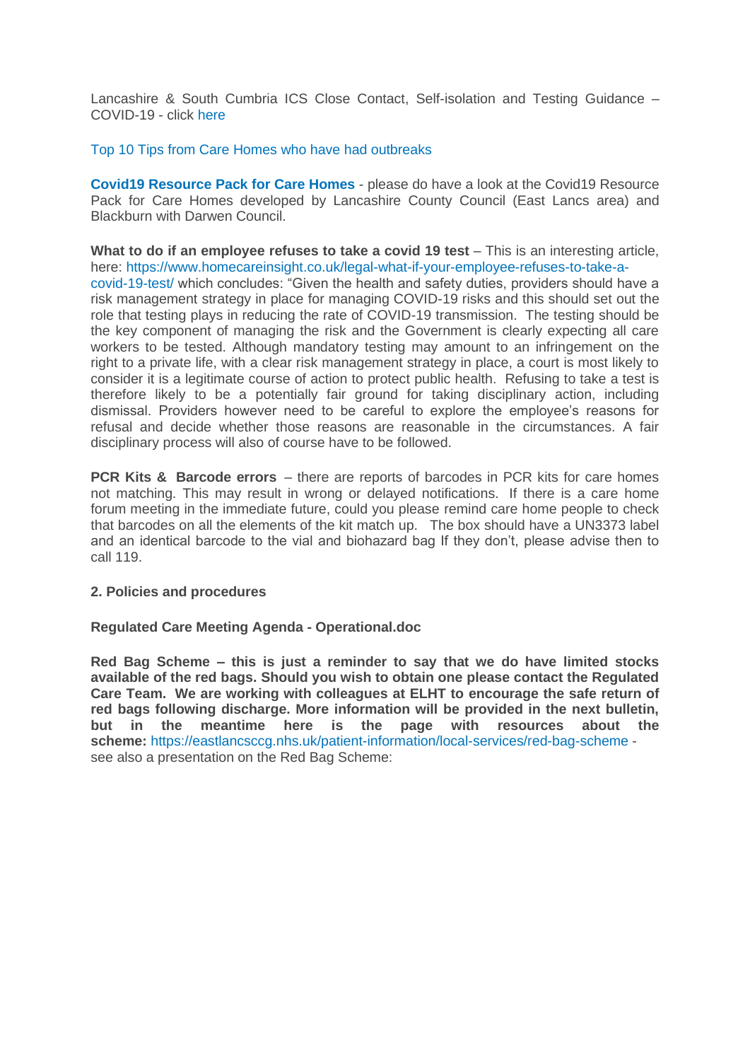Lancashire & South Cumbria ICS Close Contact, Self-isolation and Testing Guidance – COVID-19 - click here

Top 10 Tips from Care Homes who have had outbreaks

**Covid19 Resource Pack for Care Homes** - please do have a look at the Covid19 Resource Pack for Care Homes developed by Lancashire County Council (East Lancs area) and Blackburn with Darwen Council.

**What to do if an employee refuses to take a covid 19 test** – This is an interesting article, here: https://www.homecareinsight.co.uk/legal-what-if-your-employee-refuses-to-take-a-covid-19-test/ which concludes: "Given the health and safety duties, providers should have a risk management strategy in place for managing COVID-19 risks and this should set out the role that testing plays in reducing the rate of COVID-19 transmission. The testing should be the key component of managing the risk and the Government is clearly expecting all care workers to be tested. Although mandatory testing may amount to an infringement on the right to a private life, with a clear risk management strategy in place, a court is most likely to consider it is a legitimate course of action to protect public health. Refusing to take a test is therefore likely to be a potentially fair ground for taking disciplinary action, including dismissal. Providers however need to be careful to explore the employee's reasons for refusal and decide whether those reasons are reasonable in the circumstances. A fair disciplinary process will also of course have to be followed.

**PCR Kits & Barcode errors** – there are reports of barcodes in PCR kits for care homes not matching. This may result in wrong or delayed notifications. If there is a care home forum meeting in the immediate future, could you please remind care home people to check that barcodes on all the elements of the kit match up. The box should have a UN3373 label and an identical barcode to the vial and biohazard bag If they don't, please advise then to call 119.

**2. Policies and procedures**

**Regulated Care Meeting Agenda - Operational.doc**

**Red Bag Scheme – this is just a reminder to say that we do have limited stocks available of the red bags. Should you wish to obtain one please contact the Regulated Care Team. We are working with colleagues at ELHT to encourage the safe return of red bags following discharge. More information will be provided in the next bulletin, but in the meantime here is the page with resources about the scheme:** https://eastlancsccg.nhs.uk/patient-information/local-services/red-bag-scheme - see also a presentation on the Red Bag Scheme: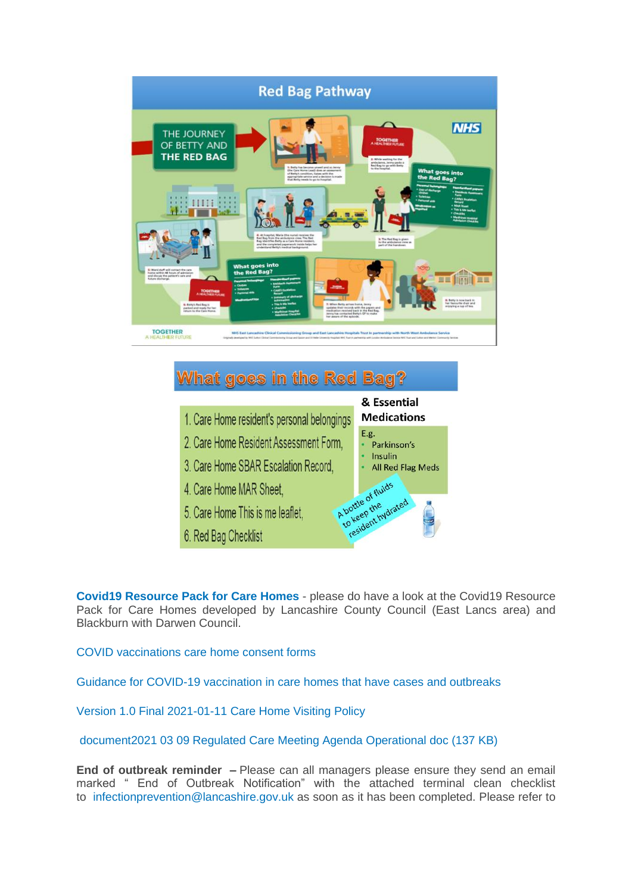# Red Bag Pathway

THE JOURNEY OF BETTY AND THE RED BAG

## What goes in the Red Bag?

1. Care Home resident's personal belongings
2. Care Home Resident Assessment Form,
3. Care Home SBAR Escalation Record,
4. Care Home MAR Sheet,
5. Care Home This is me leaflet,
6. Red Bag Checklist

**& Essential Medications**

E.g.

- Parkinson's
- Insulin
- All Red Flag Meds

A bottle of fluids to keep the resident hydrated

**Covid19 Resource Pack for Care Homes** - please do have a look at the Covid19 Resource Pack for Care Homes developed by Lancashire County Council (East Lancs area) and Blackburn with Darwen Council.

COVID vaccinations care home consent forms

Guidance for COVID-19 vaccination in care homes that have cases and outbreaks

Version 1.0 Final 2021-01-11 Care Home Visiting Policy

document2021 03 09 Regulated Care Meeting Agenda Operational doc (137 KB)

**End of outbreak reminder** – Please can all managers please ensure they send an email marked " End of Outbreak Notification" with the attached terminal clean checklist to infectionprevention@lancashire.gov.uk as soon as it has been completed. Please refer to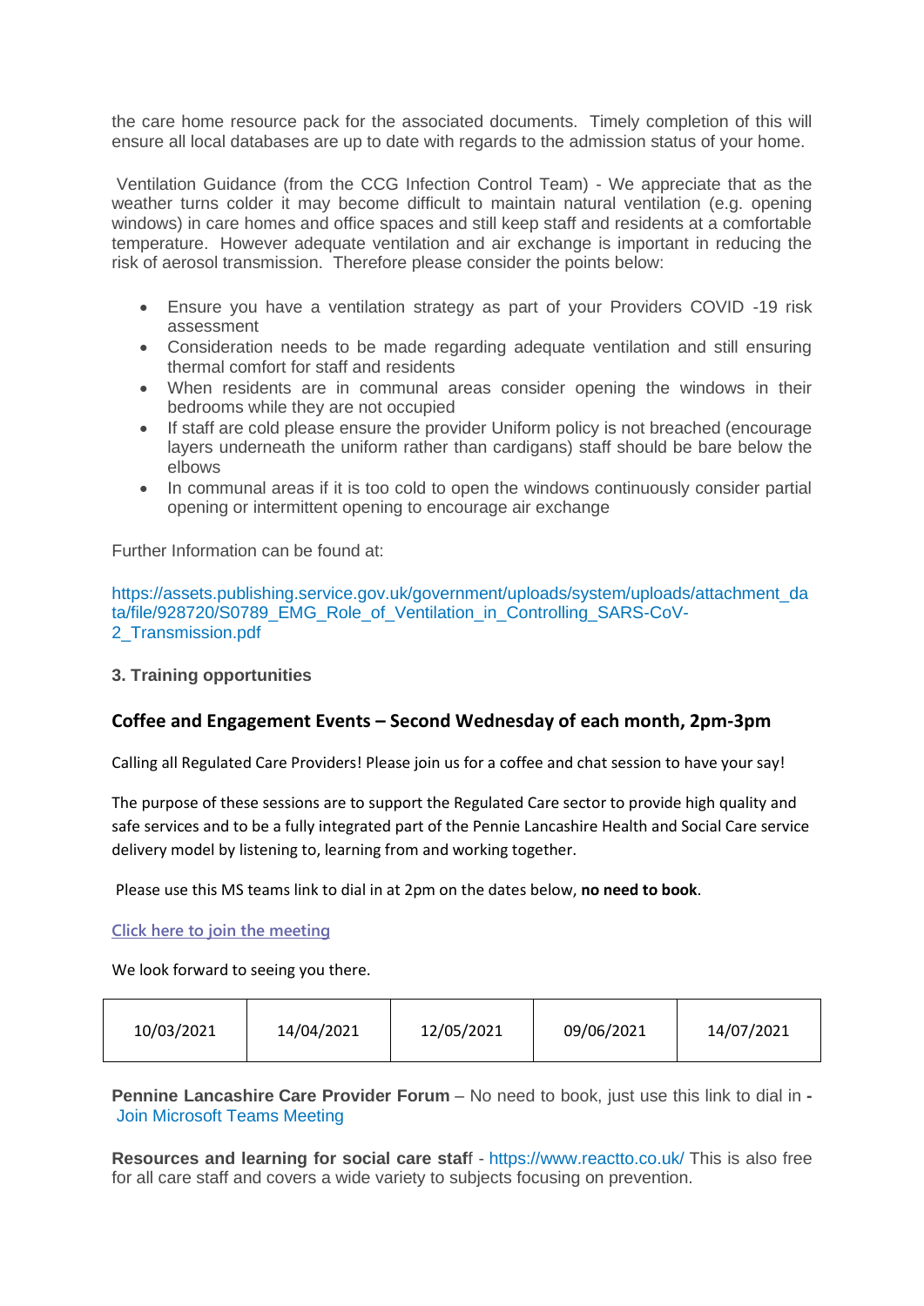the care home resource pack for the associated documents. Timely completion of this will ensure all local databases are up to date with regards to the admission status of your home.

Ventilation Guidance (from the CCG Infection Control Team) - We appreciate that as the weather turns colder it may become difficult to maintain natural ventilation (e.g. opening windows) in care homes and office spaces and still keep staff and residents at a comfortable temperature. However adequate ventilation and air exchange is important in reducing the risk of aerosol transmission. Therefore please consider the points below:

- Ensure you have a ventilation strategy as part of your Providers COVID -19 risk assessment
- Consideration needs to be made regarding adequate ventilation and still ensuring thermal comfort for staff and residents
- When residents are in communal areas consider opening the windows in their bedrooms while they are not occupied
- If staff are cold please ensure the provider Uniform policy is not breached (encourage layers underneath the uniform rather than cardigans) staff should be bare below the elbows
- In communal areas if it is too cold to open the windows continuously consider partial opening or intermittent opening to encourage air exchange

Further Information can be found at:

https://assets.publishing.service.gov.uk/government/uploads/system/uploads/attachment_data/file/928720/S0789_EMG_Role_of_Ventilation_in_Controlling_SARS-CoV-2_Transmission.pdf

**3. Training opportunities**

## Coffee and Engagement Events – Second Wednesday of each month, 2pm-3pm

Calling all Regulated Care Providers! Please join us for a coffee and chat session to have your say!

The purpose of these sessions are to support the Regulated Care sector to provide high quality and safe services and to be a fully integrated part of the Pennie Lancashire Health and Social Care service delivery model by listening to, learning from and working together.

Please use this MS teams link to dial in at 2pm on the dates below, **no need to book**.

Click here to join the meeting

We look forward to seeing you there.

| 10/03/2021 | 14/04/2021 | 12/05/2021 | 09/06/2021 | 14/07/2021 |
|---|---|---|---|---|

**Pennine Lancashire Care Provider Forum** – No need to book, just use this link to dial in **-** Join Microsoft Teams Meeting

**Resources and learning for social care staf**f - https://www.reactto.co.uk/ This is also free for all care staff and covers a wide variety to subjects focusing on prevention.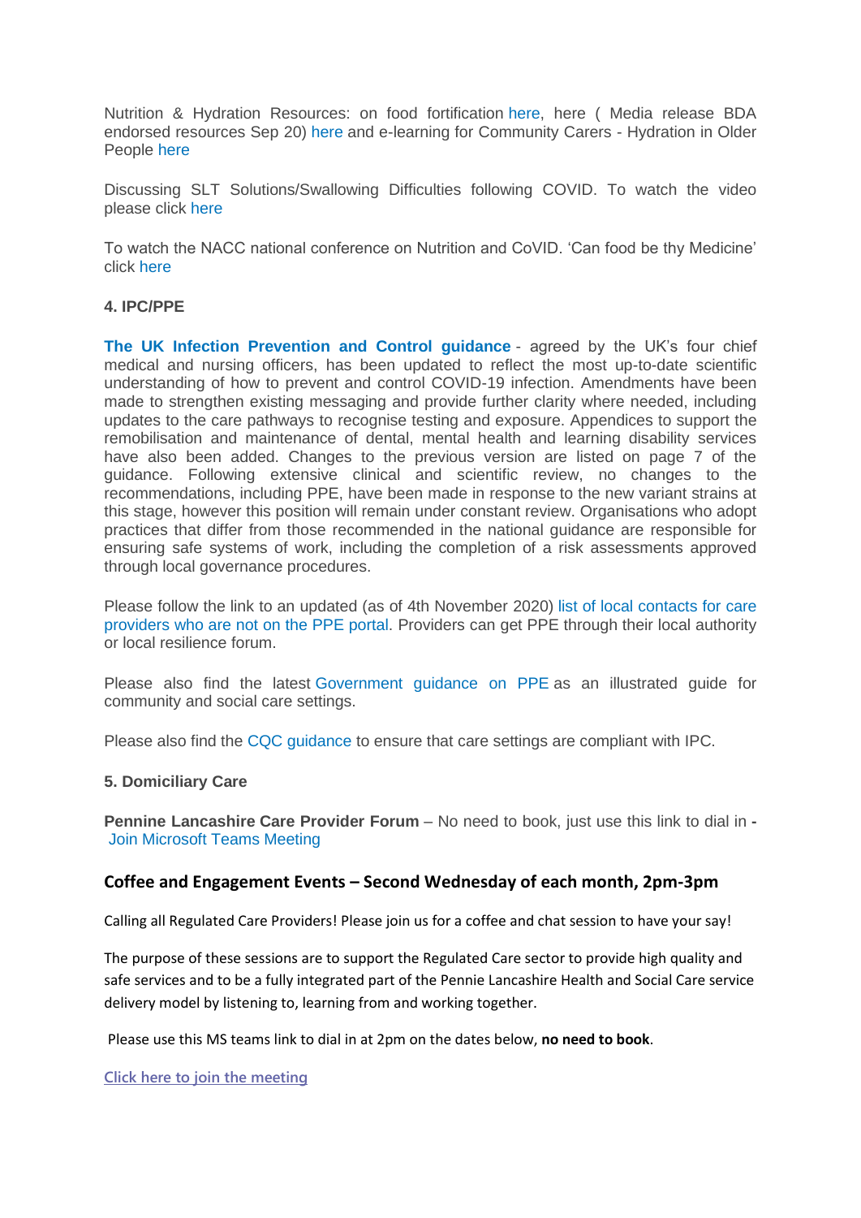Nutrition & Hydration Resources: on food fortification here, here ( Media release BDA endorsed resources Sep 20) here and e-learning for Community Carers - Hydration in Older People here

Discussing SLT Solutions/Swallowing Difficulties following COVID. To watch the video please click here

To watch the NACC national conference on Nutrition and CoVID. 'Can food be thy Medicine' click here

**4. IPC/PPE**

**The UK Infection Prevention and Control guidance** - agreed by the UK's four chief medical and nursing officers, has been updated to reflect the most up-to-date scientific understanding of how to prevent and control COVID-19 infection. Amendments have been made to strengthen existing messaging and provide further clarity where needed, including updates to the care pathways to recognise testing and exposure. Appendices to support the remobilisation and maintenance of dental, mental health and learning disability services have also been added. Changes to the previous version are listed on page 7 of the guidance. Following extensive clinical and scientific review, no changes to the recommendations, including PPE, have been made in response to the new variant strains at this stage, however this position will remain under constant review. Organisations who adopt practices that differ from those recommended in the national guidance are responsible for ensuring safe systems of work, including the completion of a risk assessments approved through local governance procedures.

Please follow the link to an updated (as of 4th November 2020) list of local contacts for care providers who are not on the PPE portal. Providers can get PPE through their local authority or local resilience forum.

Please also find the latest Government guidance on PPE as an illustrated guide for community and social care settings.

Please also find the CQC guidance to ensure that care settings are compliant with IPC.

**5. Domiciliary Care**

**Pennine Lancashire Care Provider Forum** – No need to book, just use this link to dial in **-** Join Microsoft Teams Meeting

### Coffee and Engagement Events – Second Wednesday of each month, 2pm-3pm

Calling all Regulated Care Providers! Please join us for a coffee and chat session to have your say!

The purpose of these sessions are to support the Regulated Care sector to provide high quality and safe services and to be a fully integrated part of the Pennie Lancashire Health and Social Care service delivery model by listening to, learning from and working together.

Please use this MS teams link to dial in at 2pm on the dates below, **no need to book**.

Click here to join the meeting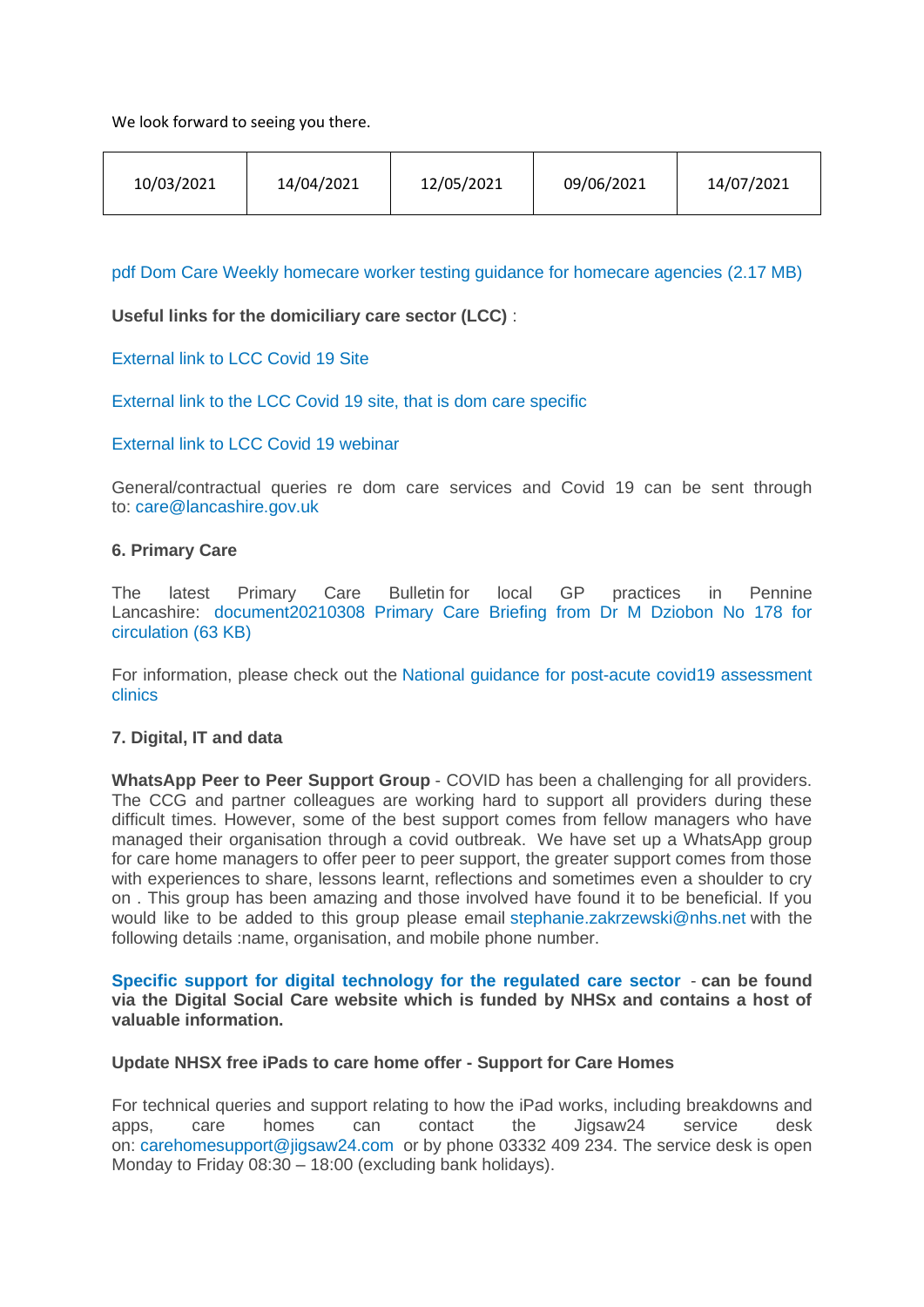We look forward to seeing you there.

| 10/03/2021 | 14/04/2021 | 12/05/2021 | 09/06/2021 | 14/07/2021 |
|---|---|---|---|---|

pdf Dom Care Weekly homecare worker testing guidance for homecare agencies (2.17 MB)

**Useful links for the domiciliary care sector (LCC)** :

External link to LCC Covid 19 Site

External link to the LCC Covid 19 site, that is dom care specific

External link to LCC Covid 19 webinar

General/contractual queries re dom care services and Covid 19 can be sent through to: care@lancashire.gov.uk

### 6. Primary Care

The latest Primary Care Bulletin for local GP practices in Pennine Lancashire: document20210308 Primary Care Briefing from Dr M Dziobon No 178 for circulation (63 KB)

For information, please check out the National guidance for post-acute covid19 assessment clinics

### 7. Digital, IT and data

**WhatsApp Peer to Peer Support Group** - COVID has been a challenging for all providers. The CCG and partner colleagues are working hard to support all providers during these difficult times. However, some of the best support comes from fellow managers who have managed their organisation through a covid outbreak. We have set up a WhatsApp group for care home managers to offer peer to peer support, the greater support comes from those with experiences to share, lessons learnt, reflections and sometimes even a shoulder to cry on . This group has been amazing and those involved have found it to be beneficial. If you would like to be added to this group please email stephanie.zakrzewski@nhs.net with the following details :name, organisation, and mobile phone number.

**Specific support for digital technology for the regulated care sector - can be found via the Digital Social Care website which is funded by NHSx and contains a host of valuable information.**

**Update NHSX free iPads to care home offer - Support for Care Homes**

For technical queries and support relating to how the iPad works, including breakdowns and apps, care homes can contact the Jigsaw24 service desk on: carehomesupport@jigsaw24.com or by phone 03332 409 234. The service desk is open Monday to Friday 08:30 – 18:00 (excluding bank holidays).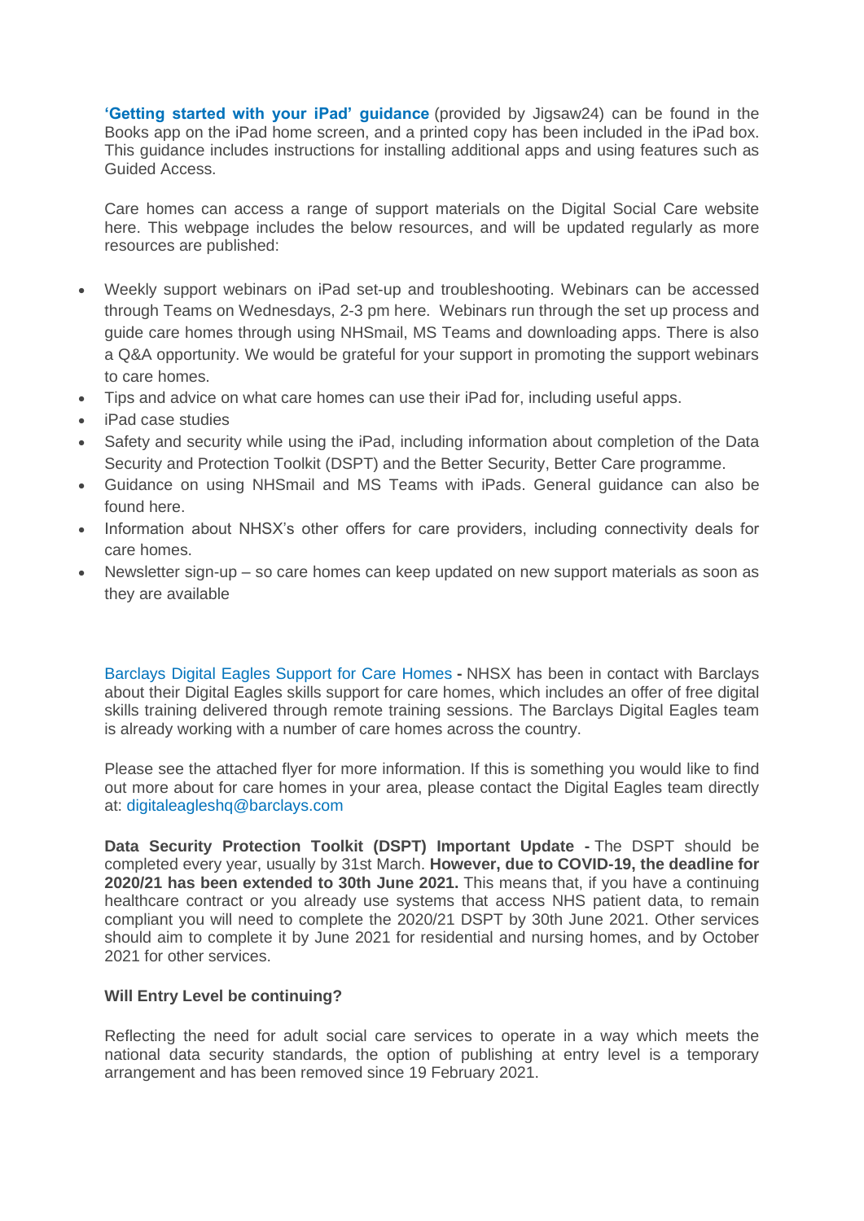**'Getting started with your iPad' guidance** (provided by Jigsaw24) can be found in the Books app on the iPad home screen, and a printed copy has been included in the iPad box. This guidance includes instructions for installing additional apps and using features such as Guided Access.

Care homes can access a range of support materials on the Digital Social Care website here. This webpage includes the below resources, and will be updated regularly as more resources are published:

- Weekly support webinars on iPad set-up and troubleshooting. Webinars can be accessed through Teams on Wednesdays, 2-3 pm here. Webinars run through the set up process and guide care homes through using NHSmail, MS Teams and downloading apps. There is also a Q&A opportunity. We would be grateful for your support in promoting the support webinars to care homes.
- Tips and advice on what care homes can use their iPad for, including useful apps.
- iPad case studies
- Safety and security while using the iPad, including information about completion of the Data Security and Protection Toolkit (DSPT) and the Better Security, Better Care programme.
- Guidance on using NHSmail and MS Teams with iPads. General guidance can also be found here.
- Information about NHSX's other offers for care providers, including connectivity deals for care homes.
- Newsletter sign-up – so care homes can keep updated on new support materials as soon as they are available

Barclays Digital Eagles Support for Care Homes **-** NHSX has been in contact with Barclays about their Digital Eagles skills support for care homes, which includes an offer of free digital skills training delivered through remote training sessions. The Barclays Digital Eagles team is already working with a number of care homes across the country.

Please see the attached flyer for more information. If this is something you would like to find out more about for care homes in your area, please contact the Digital Eagles team directly at: digitaleagleshq@barclays.com

**Data Security Protection Toolkit (DSPT) Important Update -** The DSPT should be completed every year, usually by 31st March. **However, due to COVID-19, the deadline for 2020/21 has been extended to 30th June 2021.** This means that, if you have a continuing healthcare contract or you already use systems that access NHS patient data, to remain compliant you will need to complete the 2020/21 DSPT by 30th June 2021. Other services should aim to complete it by June 2021 for residential and nursing homes, and by October 2021 for other services.

**Will Entry Level be continuing?**

Reflecting the need for adult social care services to operate in a way which meets the national data security standards, the option of publishing at entry level is a temporary arrangement and has been removed since 19 February 2021.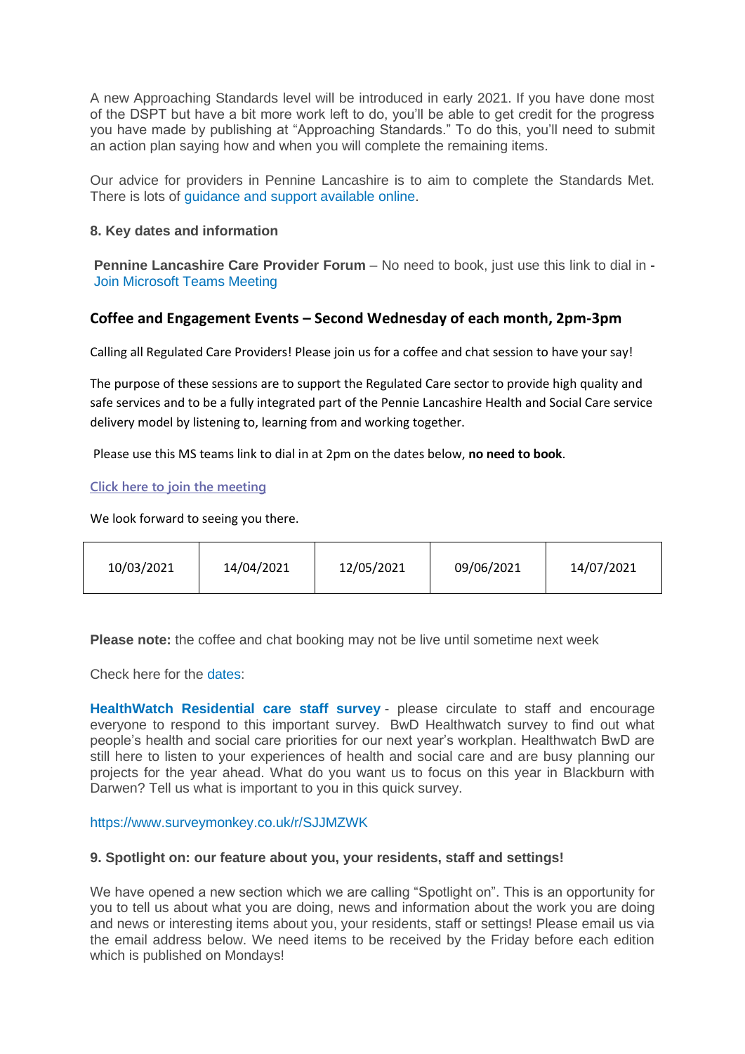A new Approaching Standards level will be introduced in early 2021. If you have done most of the DSPT but have a bit more work left to do, you'll be able to get credit for the progress you have made by publishing at "Approaching Standards." To do this, you'll need to submit an action plan saying how and when you will complete the remaining items.

Our advice for providers in Pennine Lancashire is to aim to complete the Standards Met. There is lots of guidance and support available online.

**8. Key dates and information**

**Pennine Lancashire Care Provider Forum** – No need to book, just use this link to dial in **-** Join Microsoft Teams Meeting

### Coffee and Engagement Events – Second Wednesday of each month, 2pm-3pm

Calling all Regulated Care Providers! Please join us for a coffee and chat session to have your say!

The purpose of these sessions are to support the Regulated Care sector to provide high quality and safe services and to be a fully integrated part of the Pennie Lancashire Health and Social Care service delivery model by listening to, learning from and working together.

Please use this MS teams link to dial in at 2pm on the dates below, **no need to book**.

Click here to join the meeting

We look forward to seeing you there.

| 10/03/2021 | 14/04/2021 | 12/05/2021 | 09/06/2021 | 14/07/2021 |
|---|---|---|---|---|

**Please note:** the coffee and chat booking may not be live until sometime next week

Check here for the dates:

**HealthWatch Residential care staff survey** - please circulate to staff and encourage everyone to respond to this important survey. BwD Healthwatch survey to find out what people's health and social care priorities for our next year's workplan. Healthwatch BwD are still here to listen to your experiences of health and social care and are busy planning our projects for the year ahead. What do you want us to focus on this year in Blackburn with Darwen? Tell us what is important to you in this quick survey.

https://www.surveymonkey.co.uk/r/SJJMZWK

**9. Spotlight on: our feature about you, your residents, staff and settings!**

We have opened a new section which we are calling "Spotlight on". This is an opportunity for you to tell us about what you are doing, news and information about the work you are doing and news or interesting items about you, your residents, staff or settings! Please email us via the email address below. We need items to be received by the Friday before each edition which is published on Mondays!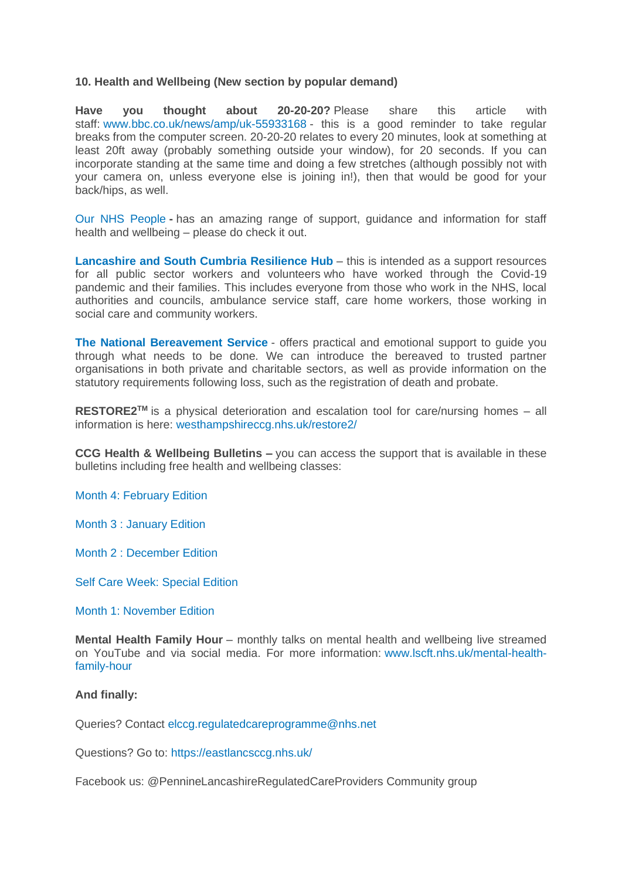**10. Health and Wellbeing (New section by popular demand)**

**Have you thought about 20-20-20?** Please share this article with staff: www.bbc.co.uk/news/amp/uk-55933168 - this is a good reminder to take regular breaks from the computer screen. 20-20-20 relates to every 20 minutes, look at something at least 20ft away (probably something outside your window), for 20 seconds. If you can incorporate standing at the same time and doing a few stretches (although possibly not with your camera on, unless everyone else is joining in!), then that would be good for your back/hips, as well.

Our NHS People **-** has an amazing range of support, guidance and information for staff health and wellbeing – please do check it out.

**Lancashire and South Cumbria Resilience Hub** – this is intended as a support resources for all public sector workers and volunteers who have worked through the Covid-19 pandemic and their families. This includes everyone from those who work in the NHS, local authorities and councils, ambulance service staff, care home workers, those working in social care and community workers.

**The National Bereavement Service** - offers practical and emotional support to guide you through what needs to be done. We can introduce the bereaved to trusted partner organisations in both private and charitable sectors, as well as provide information on the statutory requirements following loss, such as the registration of death and probate.

**RESTORE2™** is a physical deterioration and escalation tool for care/nursing homes – all information is here: westhampshireccg.nhs.uk/restore2/

**CCG Health & Wellbeing Bulletins –** you can access the support that is available in these bulletins including free health and wellbeing classes:

Month 4: February Edition

Month 3 : January Edition

Month 2 : December Edition

Self Care Week: Special Edition

Month 1: November Edition

**Mental Health Family Hour** – monthly talks on mental health and wellbeing live streamed on YouTube and via social media. For more information: www.lscft.nhs.uk/mental-health-family-hour

**And finally:**

Queries? Contact elccg.regulatedcareprogramme@nhs.net

Questions? Go to: https://eastlancsccg.nhs.uk/

Facebook us: @PennineLancashireRegulatedCareProviders Community group